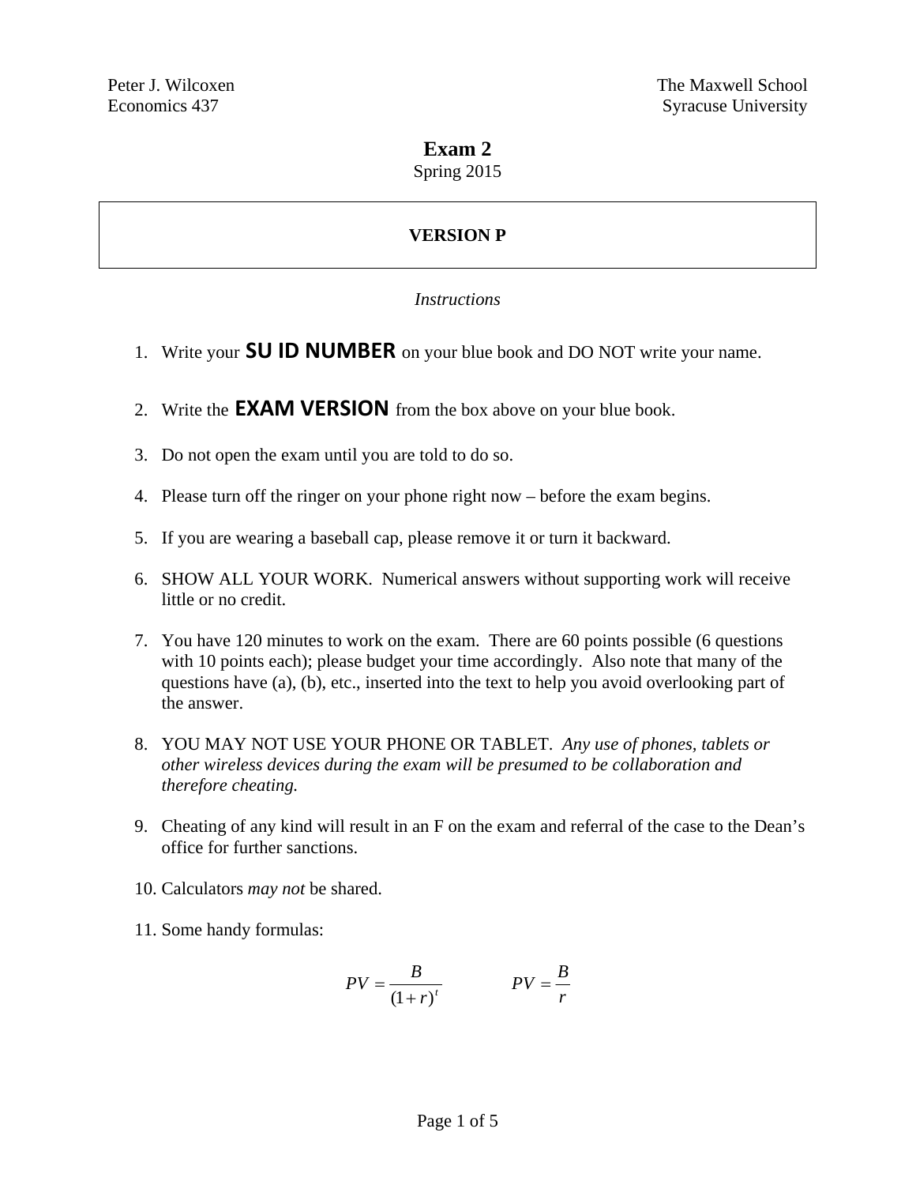Peter J. Wilcoxen  
Economics 437

The Maxwell School  
Syracuse University

# Exam 2

Spring 2015

**VERSION P**

*Instructions*

1. Write your **SU ID NUMBER** on your blue book and DO NOT write your name.
2. Write the **EXAM VERSION** from the box above on your blue book.
3. Do not open the exam until you are told to do so.
4. Please turn off the ringer on your phone right now – before the exam begins.
5. If you are wearing a baseball cap, please remove it or turn it backward.
6. SHOW ALL YOUR WORK. Numerical answers without supporting work will receive little or no credit.
7. You have 120 minutes to work on the exam. There are 60 points possible (6 questions with 10 points each); please budget your time accordingly. Also note that many of the questions have (a), (b), etc., inserted into the text to help you avoid overlooking part of the answer.
8. YOU MAY NOT USE YOUR PHONE OR TABLET. *Any use of phones, tablets or other wireless devices during the exam will be presumed to be collaboration and therefore cheating.*
9. Cheating of any kind will result in an F on the exam and referral of the case to the Dean's office for further sanctions.
10. Calculators *may not* be shared.
11. Some handy formulas:

$$PV = \frac{B}{(1+r)^t} \qquad\qquad PV = \frac{B}{r}$$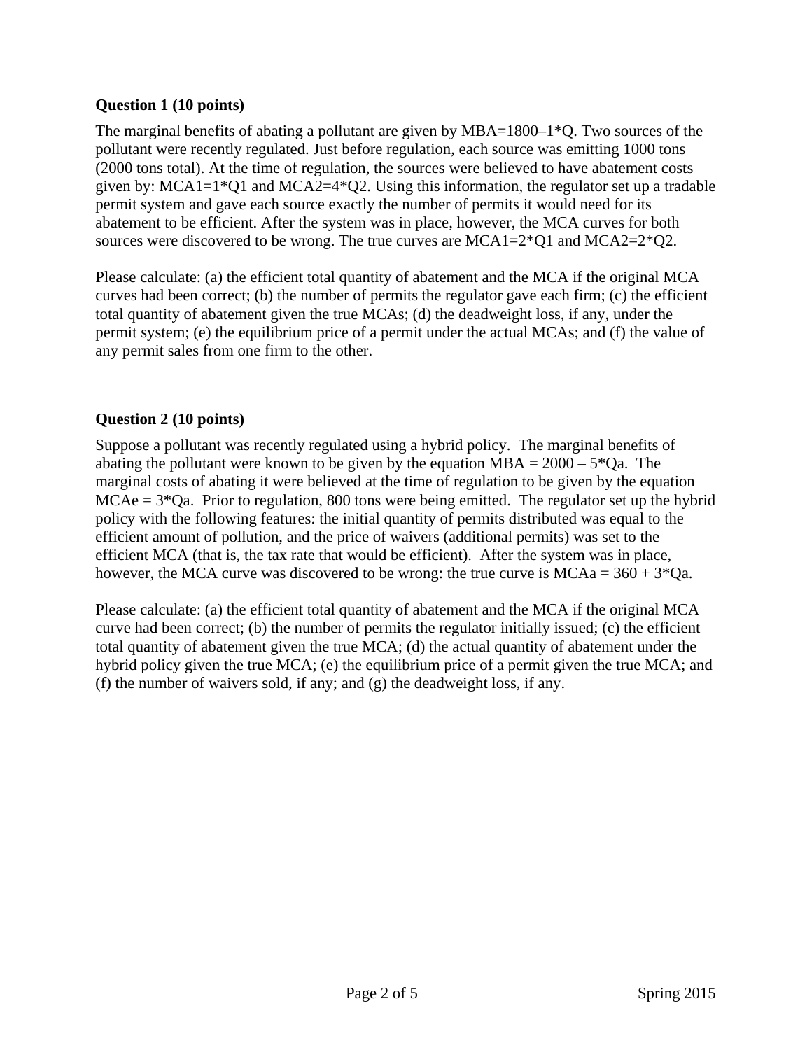**Question 1 (10 points)**

The marginal benefits of abating a pollutant are given by $MBA=1800-1*Q$. Two sources of the pollutant were recently regulated. Just before regulation, each source was emitting 1000 tons (2000 tons total). At the time of regulation, the sources were believed to have abatement costs given by: $MCA1=1*Q1$ and $MCA2=4*Q2$. Using this information, the regulator set up a tradable permit system and gave each source exactly the number of permits it would need for its abatement to be efficient. After the system was in place, however, the MCA curves for both sources were discovered to be wrong. The true curves are $MCA1=2*Q1$ and $MCA2=2*Q2$.

Please calculate: (a) the efficient total quantity of abatement and the MCA if the original MCA curves had been correct; (b) the number of permits the regulator gave each firm; (c) the efficient total quantity of abatement given the true MCAs; (d) the deadweight loss, if any, under the permit system; (e) the equilibrium price of a permit under the actual MCAs; and (f) the value of any permit sales from one firm to the other.

**Question 2 (10 points)**

Suppose a pollutant was recently regulated using a hybrid policy. The marginal benefits of abating the pollutant were known to be given by the equation $MBA = 2000 - 5*Qa$. The marginal costs of abating it were believed at the time of regulation to be given by the equation $MCAe = 3*Qa$. Prior to regulation, 800 tons were being emitted. The regulator set up the hybrid policy with the following features: the initial quantity of permits distributed was equal to the efficient amount of pollution, and the price of waivers (additional permits) was set to the efficient MCA (that is, the tax rate that would be efficient). After the system was in place, however, the MCA curve was discovered to be wrong: the true curve is $MCAa = 360 + 3*Qa$.

Please calculate: (a) the efficient total quantity of abatement and the MCA if the original MCA curve had been correct; (b) the number of permits the regulator initially issued; (c) the efficient total quantity of abatement given the true MCA; (d) the actual quantity of abatement under the hybrid policy given the true MCA; (e) the equilibrium price of a permit given the true MCA; and (f) the number of waivers sold, if any; and (g) the deadweight loss, if any.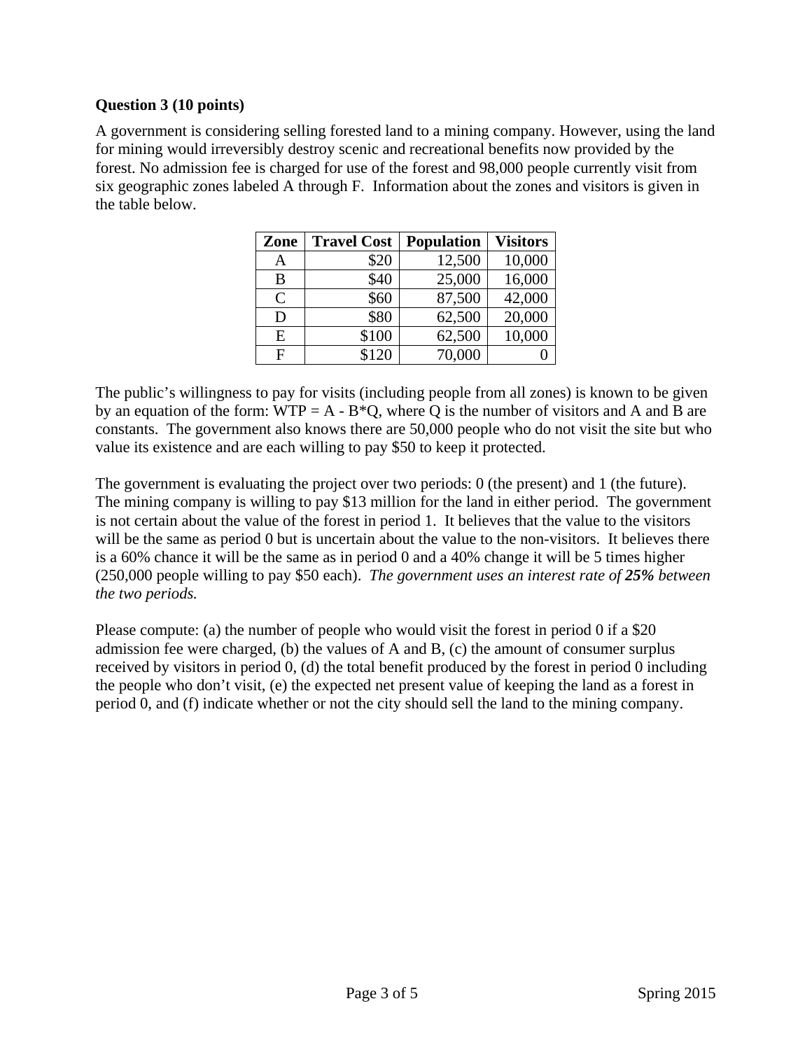**Question 3 (10 points)**

A government is considering selling forested land to a mining company. However, using the land for mining would irreversibly destroy scenic and recreational benefits now provided by the forest. No admission fee is charged for use of the forest and 98,000 people currently visit from six geographic zones labeled A through F. Information about the zones and visitors is given in the table below.

| Zone | Travel Cost | Population | Visitors |
|---|---|---|---|
| A | $20 | 12,500 | 10,000 |
| B | $40 | 25,000 | 16,000 |
| C | $60 | 87,500 | 42,000 |
| D | $80 | 62,500 | 20,000 |
| E | $100 | 62,500 | 10,000 |
| F | $120 | 70,000 | 0 |

The public's willingness to pay for visits (including people from all zones) is known to be given by an equation of the form: WTP = A - B*Q, where Q is the number of visitors and A and B are constants. The government also knows there are 50,000 people who do not visit the site but who value its existence and are each willing to pay $50 to keep it protected.

The government is evaluating the project over two periods: 0 (the present) and 1 (the future). The mining company is willing to pay $13 million for the land in either period. The government is not certain about the value of the forest in period 1. It believes that the value to the visitors will be the same as period 0 but is uncertain about the value to the non-visitors. It believes there is a 60% chance it will be the same as in period 0 and a 40% change it will be 5 times higher (250,000 people willing to pay $50 each). *The government uses an interest rate of **25%** between the two periods.*

Please compute: (a) the number of people who would visit the forest in period 0 if a $20 admission fee were charged, (b) the values of A and B, (c) the amount of consumer surplus received by visitors in period 0, (d) the total benefit produced by the forest in period 0 including the people who don't visit, (e) the expected net present value of keeping the land as a forest in period 0, and (f) indicate whether or not the city should sell the land to the mining company.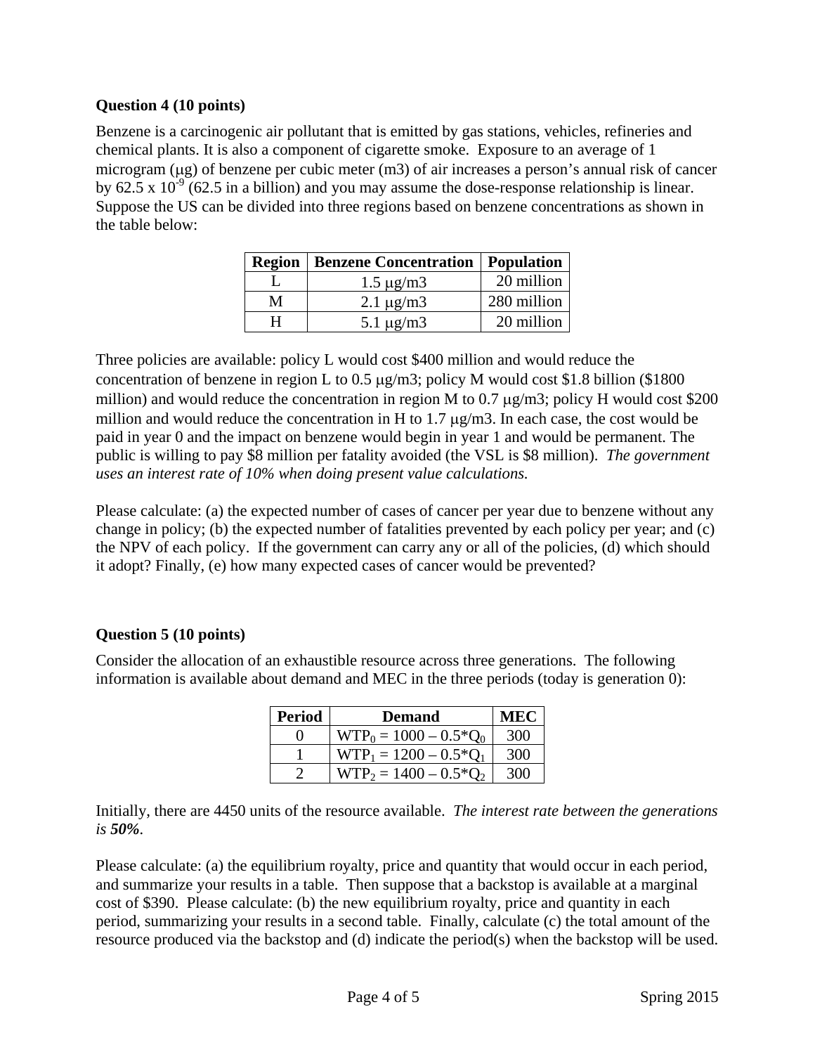**Question 4 (10 points)**

Benzene is a carcinogenic air pollutant that is emitted by gas stations, vehicles, refineries and chemical plants. It is also a component of cigarette smoke. Exposure to an average of 1 microgram (μg) of benzene per cubic meter (m3) of air increases a person's annual risk of cancer by 62.5 x $10^{-9}$ (62.5 in a billion) and you may assume the dose-response relationship is linear. Suppose the US can be divided into three regions based on benzene concentrations as shown in the table below:

| Region | Benzene Concentration | Population |
|---|---|---|
| L | 1.5 μg/m3 | 20 million |
| M | 2.1 μg/m3 | 280 million |
| H | 5.1 μg/m3 | 20 million |

Three policies are available: policy L would cost $400 million and would reduce the concentration of benzene in region L to 0.5 μg/m3; policy M would cost $1.8 billion ($1800 million) and would reduce the concentration in region M to 0.7 μg/m3; policy H would cost $200 million and would reduce the concentration in H to 1.7 μg/m3. In each case, the cost would be paid in year 0 and the impact on benzene would begin in year 1 and would be permanent. The public is willing to pay $8 million per fatality avoided (the VSL is $8 million). *The government uses an interest rate of 10% when doing present value calculations.*

Please calculate: (a) the expected number of cases of cancer per year due to benzene without any change in policy; (b) the expected number of fatalities prevented by each policy per year; and (c) the NPV of each policy. If the government can carry any or all of the policies, (d) which should it adopt? Finally, (e) how many expected cases of cancer would be prevented?

**Question 5 (10 points)**

Consider the allocation of an exhaustible resource across three generations. The following information is available about demand and MEC in the three periods (today is generation 0):

| Period | Demand | MEC |
|---|---|---|
| 0 | $WTP_0 = 1000 – 0.5*Q_0$ | 300 |
| 1 | $WTP_1 = 1200 – 0.5*Q_1$ | 300 |
| 2 | $WTP_2 = 1400 – 0.5*Q_2$ | 300 |

Initially, there are 4450 units of the resource available. *The interest rate between the generations is **50%**.*

Please calculate: (a) the equilibrium royalty, price and quantity that would occur in each period, and summarize your results in a table. Then suppose that a backstop is available at a marginal cost of $390. Please calculate: (b) the new equilibrium royalty, price and quantity in each period, summarizing your results in a second table. Finally, calculate (c) the total amount of the resource produced via the backstop and (d) indicate the period(s) when the backstop will be used.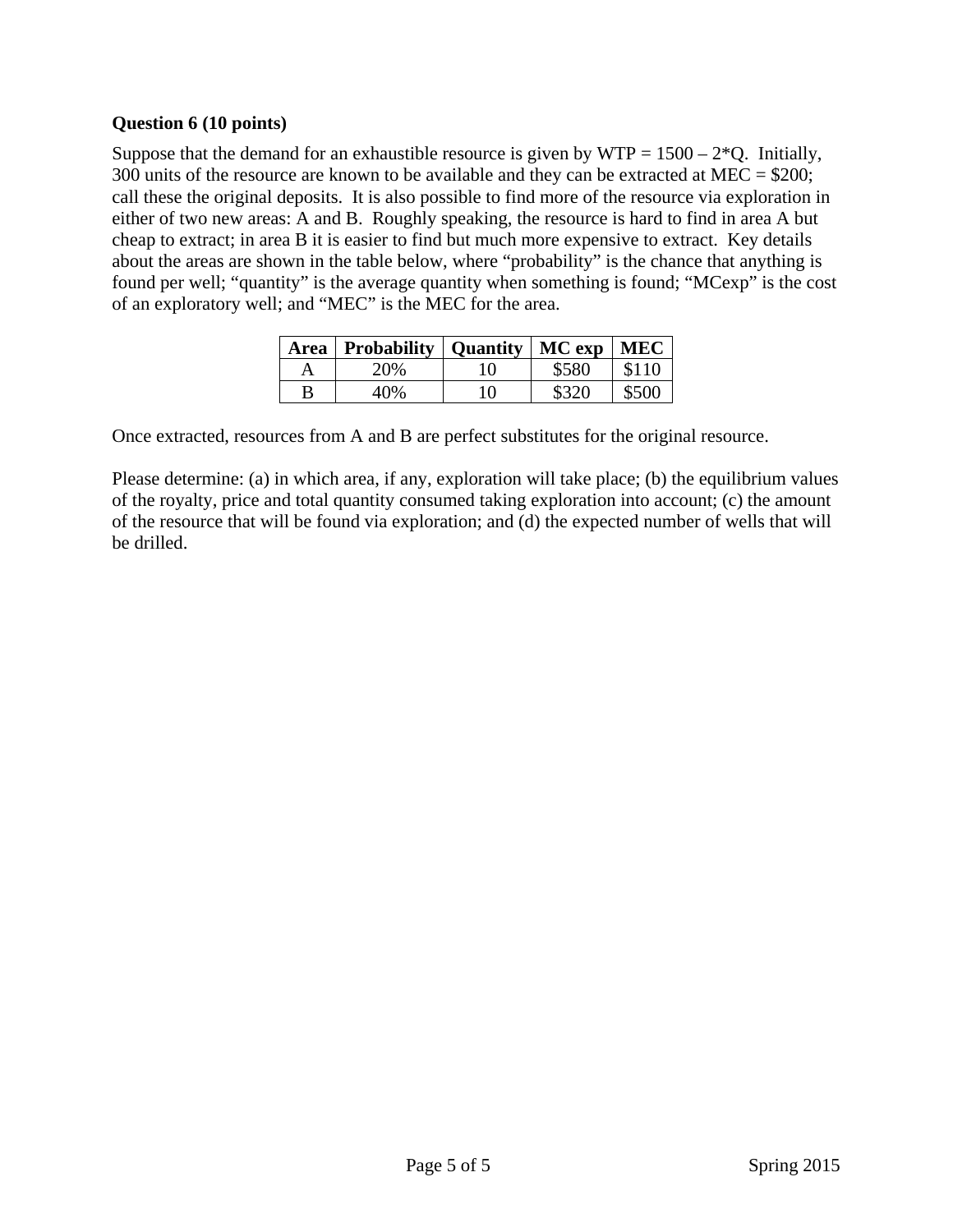**Question 6 (10 points)**

Suppose that the demand for an exhaustible resource is given by WTP = 1500 – 2*Q. Initially, 300 units of the resource are known to be available and they can be extracted at MEC = $200; call these the original deposits. It is also possible to find more of the resource via exploration in either of two new areas: A and B. Roughly speaking, the resource is hard to find in area A but cheap to extract; in area B it is easier to find but much more expensive to extract. Key details about the areas are shown in the table below, where "probability" is the chance that anything is found per well; "quantity" is the average quantity when something is found; "MCexp" is the cost of an exploratory well; and "MEC" is the MEC for the area.

| Area | Probability | Quantity | MC exp | MEC |
|---|---|---|---|---|
| A | 20% | 10 | $580 | $110 |
| B | 40% | 10 | $320 | $500 |

Once extracted, resources from A and B are perfect substitutes for the original resource.

Please determine: (a) in which area, if any, exploration will take place; (b) the equilibrium values of the royalty, price and total quantity consumed taking exploration into account; (c) the amount of the resource that will be found via exploration; and (d) the expected number of wells that will be drilled.